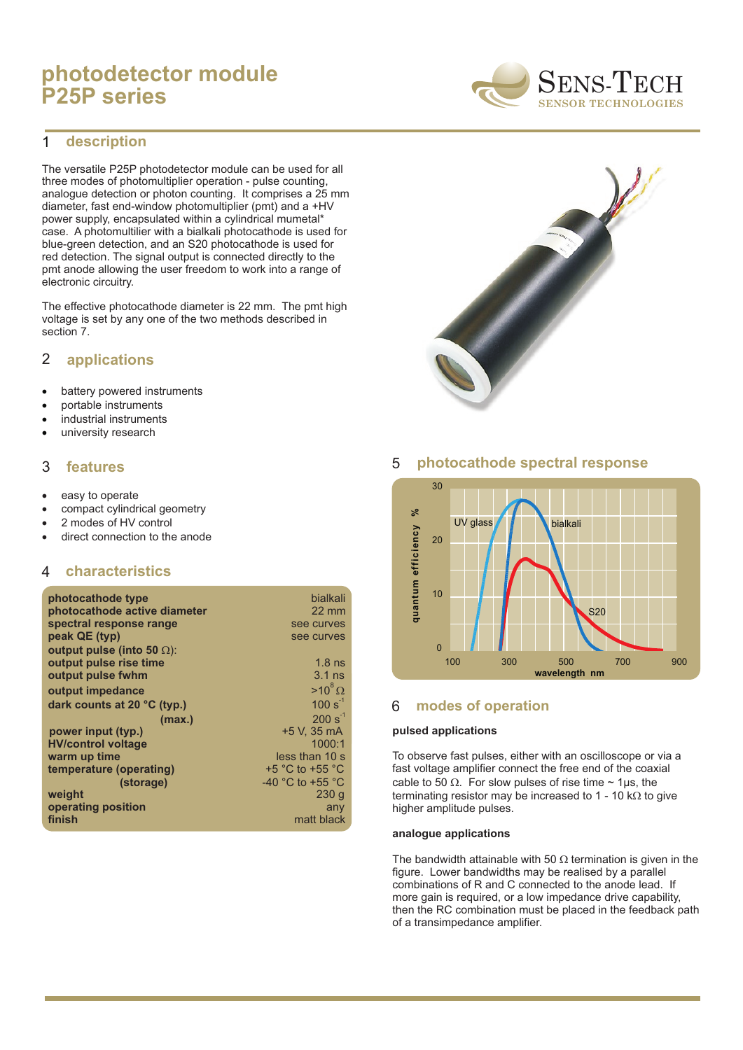# photodetector module P25P series

## 1 description

The versatile P25P photodetector module can be used for all three modes of photomultiplier operation - pulse counting, analogue detection or photon counting. It comprises a 25 mm diameter, fast end-window photomultiplier (pmt) and a +HV power supply, encapsulated within a cylindrical mumetal* case. A photomultilier with a bialkali photocathode is used for blue-green detection, and an S20 photocathode is used for red detection. The signal output is connected directly to the pmt anode allowing the user freedom to work into a range of electronic circuitry.

The effective photocathode diameter is 22 mm. The pmt high voltage is set by any one of the two methods described in section 7.

## 2 applications

- battery powered instruments
- portable instruments
- industrial instruments
- university research

## 3 features

- easy to operate
- compact cylindrical geometry
- 2 modes of HV control
- direct connection to the anode

## 4 characteristics

| | |
|---|---|
| **photocathode type** | bialkali |
| **photocathode active diameter** | 22 mm |
| **spectral response range** | see curves |
| **peak QE (typ)** | see curves |
| **output pulse (into 50 Ω):** | |
| **output pulse rise time** | 1.8 ns |
| **output pulse fwhm** | 3.1 ns |
| **output impedance** | $>10^8$ Ω |
| **dark counts at 20 °C (typ.)** | 100 $s^{-1}$ |
| **(max.)** | 200 $s^{-1}$ |
| **power input (typ.)** | +5 V, 35 mA |
| **HV/control voltage** | 1000:1 |
| **warm up time** | less than 10 s |
| **temperature (operating)** | +5 °C to +55 °C |
| **(storage)** | -40 °C to +55 °C |
| **weight** | 230 g |
| **operating position** | any |
| **finish** | matt black |

## 5 photocathode spectral response

## 6 modes of operation

### pulsed applications

To observe fast pulses, either with an oscilloscope or via a fast voltage amplifier connect the free end of the coaxial cable to 50 Ω. For slow pulses of rise time ~ 1μs, the terminating resistor may be increased to 1 - 10 kΩ to give higher amplitude pulses.

### analogue applications

The bandwidth attainable with 50 Ω termination is given in the figure. Lower bandwidths may be realised by a parallel combinations of R and C connected to the anode lead. If more gain is required, or a low impedance drive capability, then the RC combination must be placed in the feedback path of a transimpedance amplifier.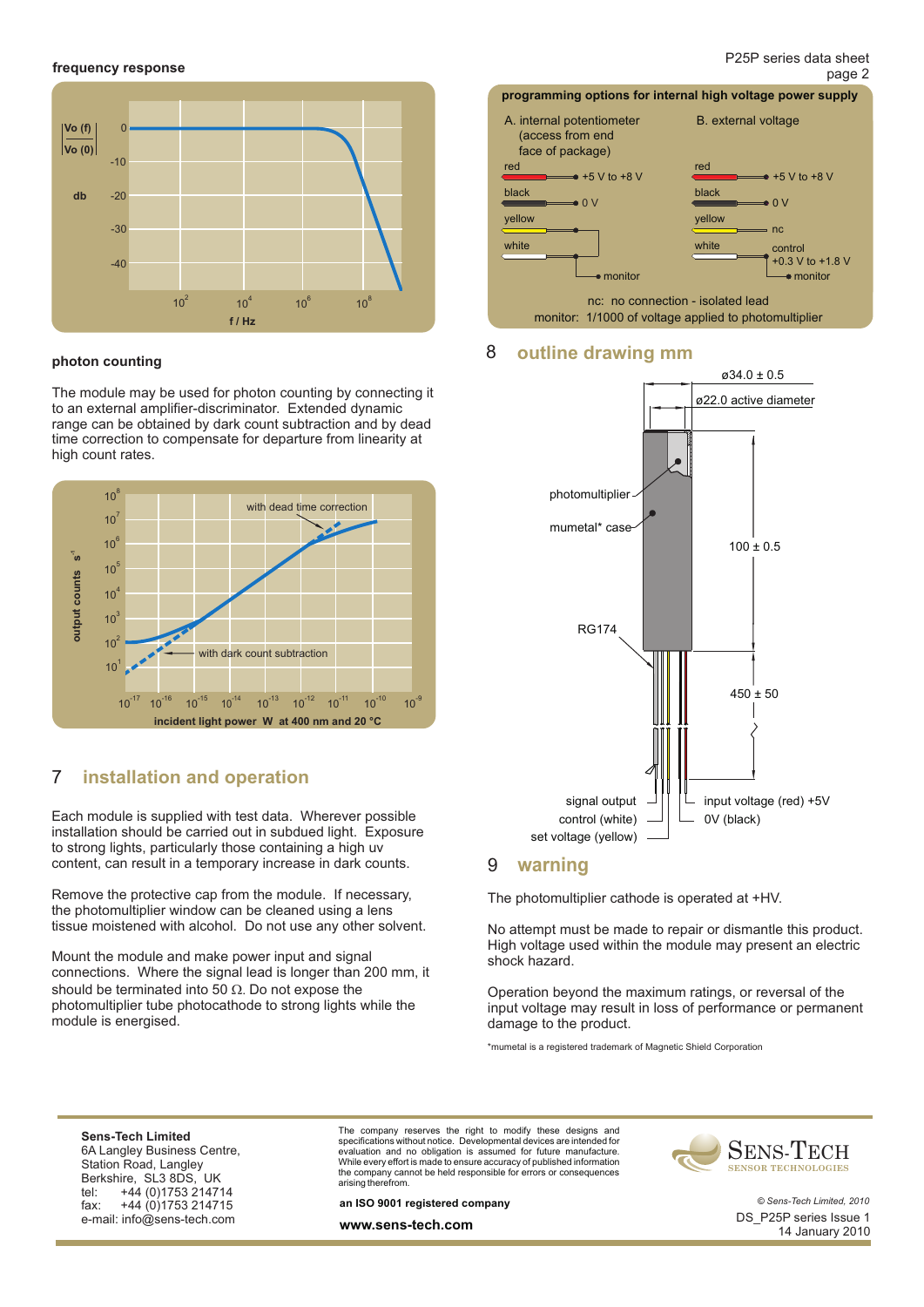**frequency response**

|Vo (f)| / |Vo (0)|

db

0
-10
-20
-30
-40

$10^2$ $10^4$ $10^6$ $10^8$

f / Hz

**photon counting**

The module may be used for photon counting by connecting it to an external amplifier-discriminator. Extended dynamic range can be obtained by dark count subtraction and by dead time correction to compensate for departure from linearity at high count rates.

output counts $s^{-1}$

$10^8$ $10^7$ $10^6$ $10^5$ $10^4$ $10^3$ $10^2$ $10^1$

with dead time correction

with dark count subtraction

$10^{-17}$ $10^{-16}$ $10^{-15}$ $10^{-14}$ $10^{-13}$ $10^{-12}$ $10^{-11}$ $10^{-10}$ $10^{-9}$

incident light power W at 400 nm and 20 °C

## 7 installation and operation

Each module is supplied with test data. Wherever possible installation should be carried out in subdued light. Exposure to strong lights, particularly those containing a high uv content, can result in a temporary increase in dark counts.

Remove the protective cap from the module. If necessary, the photomultiplier window can be cleaned using a lens tissue moistened with alcohol. Do not use any other solvent.

Mount the module and make power input and signal connections. Where the signal lead is longer than 200 mm, it should be terminated into 50 Ω. Do not expose the photomultiplier tube photocathode to strong lights while the module is energised.

**programming options for internal high voltage power supply**

A. internal potentiometer (access from end face of package)

red — +5 V to +8 V
black — 0 V
yellow
white
monitor

B. external voltage

red — +5 V to +8 V
black — 0 V
yellow — nc
white — control +0.3 V to +1.8 V
monitor

nc: no connection - isolated lead
monitor: 1/1000 of voltage applied to photomultiplier

## 8 outline drawing mm

ø34.0 ± 0.5

ø22.0 active diameter

photomultiplier

mumetal* case

100 ± 0.5

RG174

450 ± 50

signal output
control (white)
set voltage (yellow)

input voltage (red) +5V
0V (black)

## 9 warning

The photomultiplier cathode is operated at +HV.

No attempt must be made to repair or dismantle this product. High voltage used within the module may present an electric shock hazard.

Operation beyond the maximum ratings, or reversal of the input voltage may result in loss of performance or permanent damage to the product.

*mumetal is a registered trademark of Magnetic Shield Corporation

**Sens-Tech Limited**
6A Langley Business Centre,
Station Road, Langley
Berkshire, SL3 8DS, UK
tel: +44 (0)1753 214714
fax: +44 (0)1753 214715
e-mail: info@sens-tech.com

The company reserves the right to modify these designs and specifications without notice. Developmental devices are intended for evaluation and no obligation is assumed for future manufacture. While every effort is made to ensure accuracy of published information the company cannot be held responsible for errors or consequences arising therefrom.

**an ISO 9001 registered company**

**www.sens-tech.com**

SENS-TECH
SENSOR TECHNOLOGIES

*© Sens-Tech Limited, 2010*

DS_P25P series Issue 1
14 January 2010